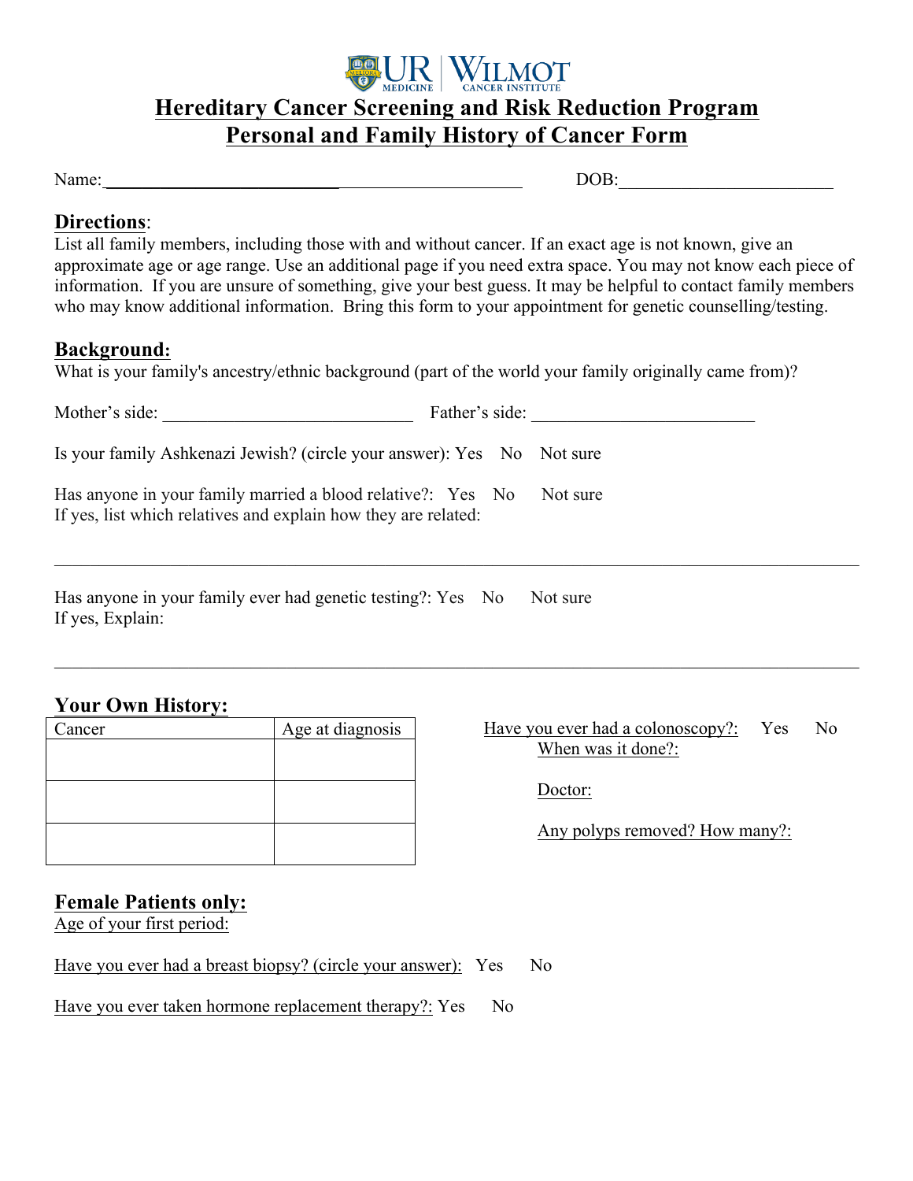UR MEDICINE | WILMOT CANCER INSTITUTE

# Hereditary Cancer Screening and Risk Reduction Program
# Personal and Family History of Cancer Form

Name:_____________________________________________ DOB:________________________

## Directions:

List all family members, including those with and without cancer. If an exact age is not known, give an approximate age or age range. Use an additional page if you need extra space. You may not know each piece of information. If you are unsure of something, give your best guess. It may be helpful to contact family members who may know additional information. Bring this form to your appointment for genetic counselling/testing.

## Background:

What is your family's ancestry/ethnic background (part of the world your family originally came from)?

Mother's side: ____________________________ Father's side: _________________________

Is your family Ashkenazi Jewish? (circle your answer): Yes No Not sure

Has anyone in your family married a blood relative?: Yes No Not sure
If yes, list which relatives and explain how they are related:

______________________________________________________________________________

Has anyone in your family ever had genetic testing?: Yes No Not sure
If yes, Explain:

______________________________________________________________________________

## Your Own History:

| Cancer | Age at diagnosis |
| --- | --- |
| | |
| | |
| | |

Have you ever had a colonoscopy?: Yes No

When was it done?:

Doctor:

Any polyps removed? How many?:

## Female Patients only:

Age of your first period:

Have you ever had a breast biopsy? (circle your answer): Yes No

Have you ever taken hormone replacement therapy?: Yes No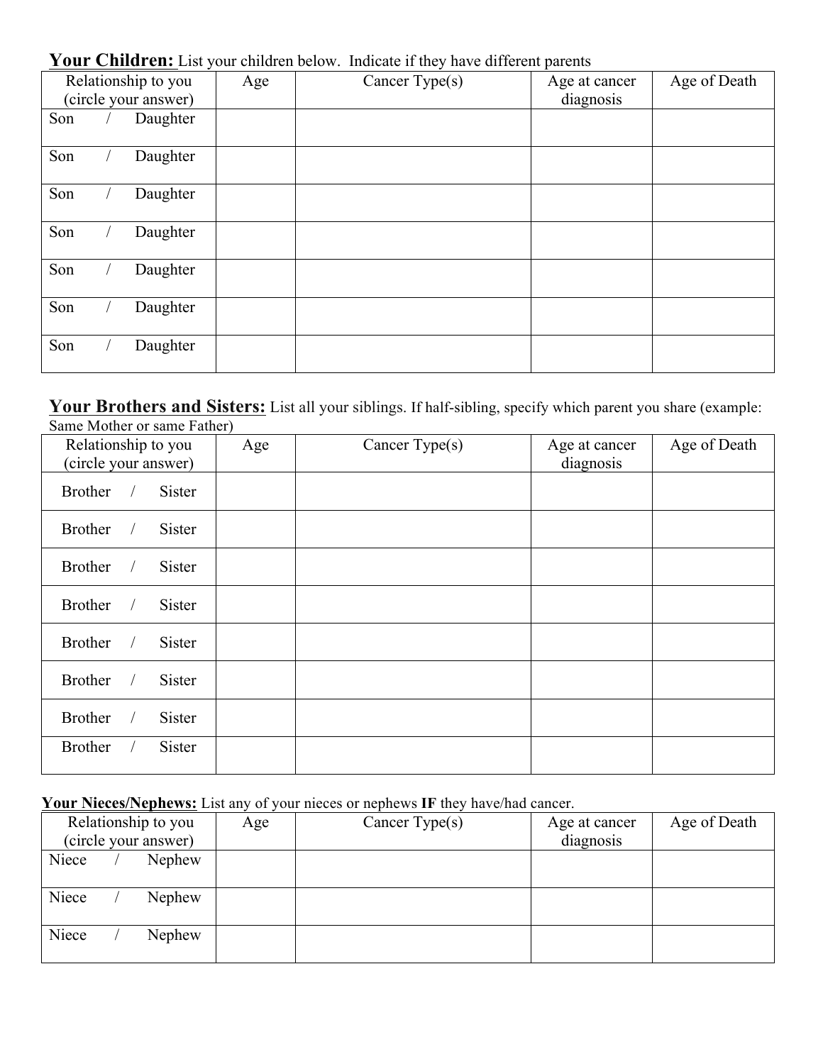**Your Children:** List your children below. Indicate if they have different parents

| Relationship to you (circle your answer) | Age | Cancer Type(s) | Age at cancer diagnosis | Age of Death |
|---|---|---|---|---|
| Son / Daughter | | | | |
| Son / Daughter | | | | |
| Son / Daughter | | | | |
| Son / Daughter | | | | |
| Son / Daughter | | | | |
| Son / Daughter | | | | |
| Son / Daughter | | | | |

**Your Brothers and Sisters:** List all your siblings. If half-sibling, specify which parent you share (example: Same Mother or same Father)

| Relationship to you (circle your answer) | Age | Cancer Type(s) | Age at cancer diagnosis | Age of Death |
|---|---|---|---|---|
| Brother / Sister | | | | |
| Brother / Sister | | | | |
| Brother / Sister | | | | |
| Brother / Sister | | | | |
| Brother / Sister | | | | |
| Brother / Sister | | | | |
| Brother / Sister | | | | |
| Brother / Sister | | | | |

**Your Nieces/Nephews:** List any of your nieces or nephews **IF** they have/had cancer.

| Relationship to you (circle your answer) | Age | Cancer Type(s) | Age at cancer diagnosis | Age of Death |
|---|---|---|---|---|
| Niece / Nephew | | | | |
| Niece / Nephew | | | | |
| Niece / Nephew | | | | |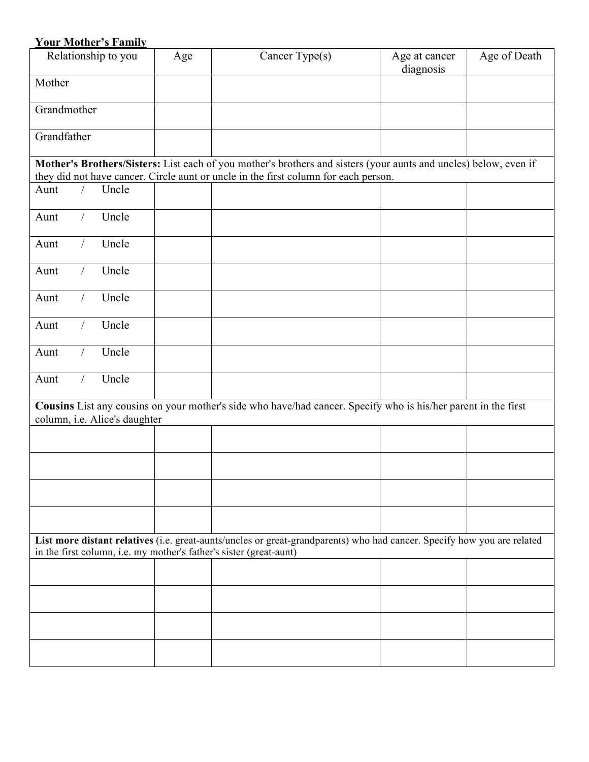**Your Mother's Family**

| Relationship to you | Age | Cancer Type(s) | Age at cancer diagnosis | Age of Death |
|---|---|---|---|---|
| Mother | | | | |
| Grandmother | | | | |
| Grandfather | | | | |
| **Mother's Brothers/Sisters:** List each of you mother's brothers and sisters (your aunts and uncles) below, even if they did not have cancer. Circle aunt or uncle in the first column for each person. | | | | |
| Aunt / Uncle | | | | |
| Aunt / Uncle | | | | |
| Aunt / Uncle | | | | |
| Aunt / Uncle | | | | |
| Aunt / Uncle | | | | |
| Aunt / Uncle | | | | |
| Aunt / Uncle | | | | |
| Aunt / Uncle | | | | |
| **Cousins** List any cousins on your mother's side who have/had cancer. Specify who is his/her parent in the first column, i.e. Alice's daughter | | | | |
| | | | | |
| | | | | |
| | | | | |
| | | | | |
| **List more distant relatives** (i.e. great-aunts/uncles or great-grandparents) who had cancer. Specify how you are related in the first column, i.e. my mother's father's sister (great-aunt) | | | | |
| | | | | |
| | | | | |
| | | | | |
| | | | | |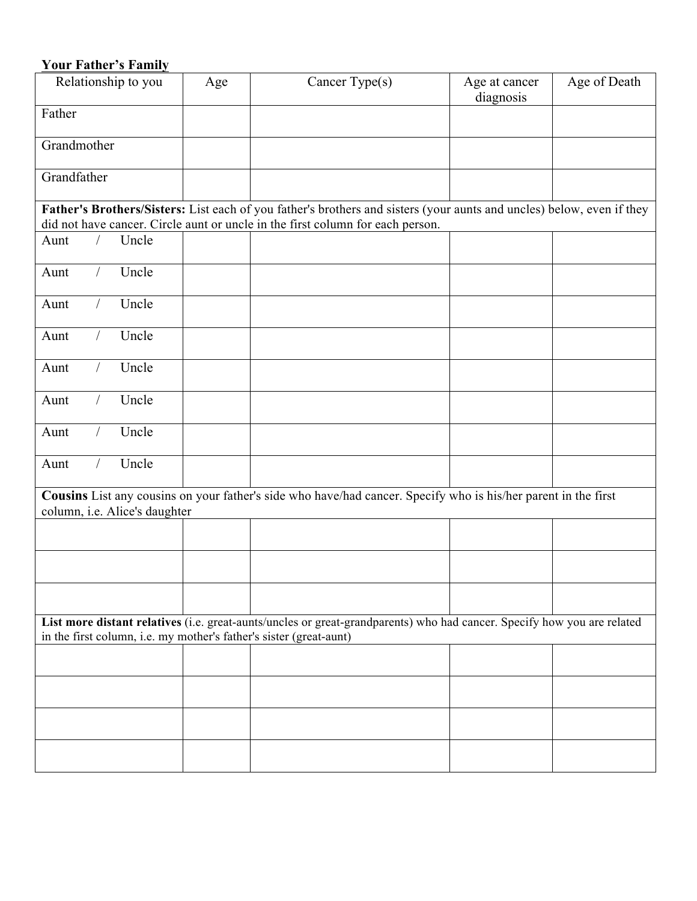**Your Father's Family**

| Relationship to you | Age | Cancer Type(s) | Age at cancer diagnosis | Age of Death |
|---|---|---|---|---|
| Father | | | | |
| Grandmother | | | | |
| Grandfather | | | | |
| **Father's Brothers/Sisters:** List each of you father's brothers and sisters (your aunts and uncles) below, even if they did not have cancer. Circle aunt or uncle in the first column for each person. | | | | |
| Aunt / Uncle | | | | |
| Aunt / Uncle | | | | |
| Aunt / Uncle | | | | |
| Aunt / Uncle | | | | |
| Aunt / Uncle | | | | |
| Aunt / Uncle | | | | |
| Aunt / Uncle | | | | |
| Aunt / Uncle | | | | |
| **Cousins** List any cousins on your father's side who have/had cancer. Specify who is his/her parent in the first column, i.e. Alice's daughter | | | | |
| | | | | |
| | | | | |
| | | | | |
| **List more distant relatives** (i.e. great-aunts/uncles or great-grandparents) who had cancer. Specify how you are related in the first column, i.e. my mother's father's sister (great-aunt) | | | | |
| | | | | |
| | | | | |
| | | | | |
| | | | | |